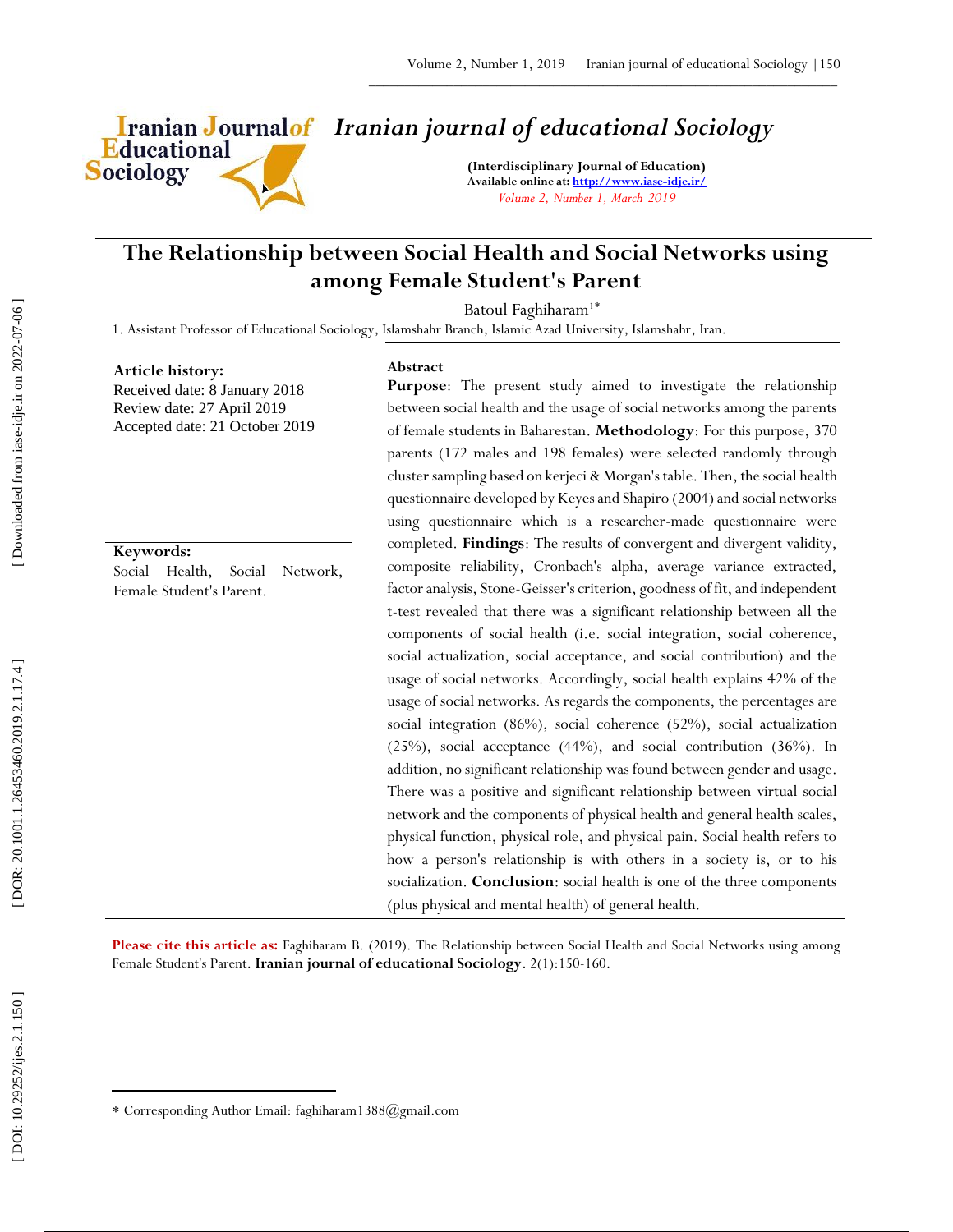# Iranian journal of educational Sociology

**(Interdisciplinary Journal of Education)**
**Available online at: http://www.iase-idje.ir/**
*Volume 2, Number 1, March 2019*

## The Relationship between Social Health and Social Networks using among Female Student's Parent

Batoul Faghiharam[1*]

1. Assistant Professor of Educational Sociology, Islamshahr Branch, Islamic Azad University, Islamshahr, Iran.

**Article history:**
Received date: 8 January 2018
Review date: 27 April 2019
Accepted date: 21 October 2019

**Keywords:**
Social Health, Social Network, Female Student's Parent.

**Abstract**

**Purpose**: The present study aimed to investigate the relationship between social health and the usage of social networks among the parents of female students in Baharestan. **Methodology**: For this purpose, 370 parents (172 males and 198 females) were selected randomly through cluster sampling based on kerjeci & Morgan's table. Then, the social health questionnaire developed by Keyes and Shapiro (2004) and social networks using questionnaire which is a researcher-made questionnaire were completed. **Findings**: The results of convergent and divergent validity, composite reliability, Cronbach's alpha, average variance extracted, factor analysis, Stone-Geisser's criterion, goodness of fit, and independent t-test revealed that there was a significant relationship between all the components of social health (i.e. social integration, social coherence, social actualization, social acceptance, and social contribution) and the usage of social networks. Accordingly, social health explains 42% of the usage of social networks. As regards the components, the percentages are social integration (86%), social coherence (52%), social actualization (25%), social acceptance (44%), and social contribution (36%). In addition, no significant relationship was found between gender and usage. There was a positive and significant relationship between virtual social network and the components of physical health and general health scales, physical function, physical role, and physical pain. Social health refers to how a person's relationship is with others in a society is, or to his socialization. **Conclusion**: social health is one of the three components (plus physical and mental health) of general health.

**Please cite this article as:** Faghiharam B. (2019). The Relationship between Social Health and Social Networks using among Female Student's Parent. **Iranian journal of educational Sociology**. 2(1):150-160.

---

* Corresponding Author Email: faghiharam1388@gmail.com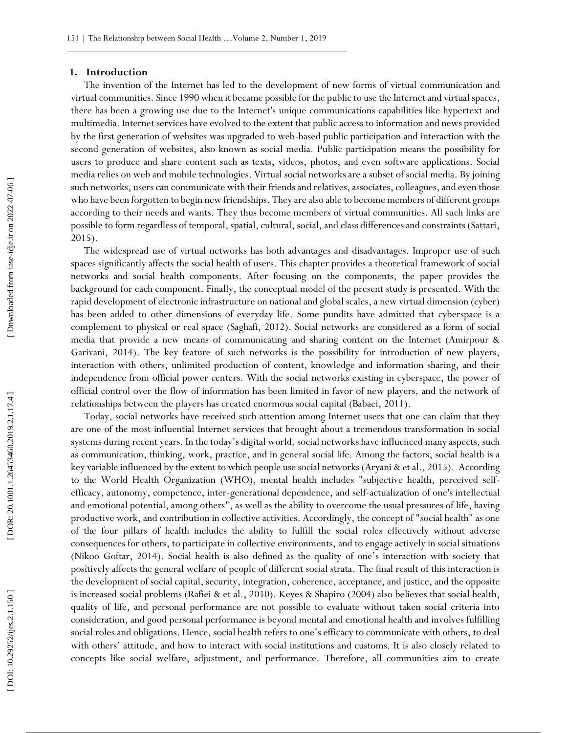## 1. Introduction

The invention of the Internet has led to the development of new forms of virtual communication and virtual communities. Since 1990 when it became possible for the public to use the Internet and virtual spaces, there has been a growing use due to the Internet's unique communications capabilities like hypertext and multimedia. Internet services have evolved to the extent that public access to information and news provided by the first generation of websites was upgraded to web-based public participation and interaction with the second generation of websites, also known as social media. Public participation means the possibility for users to produce and share content such as texts, videos, photos, and even software applications. Social media relies on web and mobile technologies. Virtual social networks are a subset of social media. By joining such networks, users can communicate with their friends and relatives, associates, colleagues, and even those who have been forgotten to begin new friendships. They are also able to become members of different groups according to their needs and wants. They thus become members of virtual communities. All such links are possible to form regardless of temporal, spatial, cultural, social, and class differences and constraints (Sattari, 2015).

The widespread use of virtual networks has both advantages and disadvantages. Improper use of such spaces significantly affects the social health of users. This chapter provides a theoretical framework of social networks and social health components. After focusing on the components, the paper provides the background for each component. Finally, the conceptual model of the present study is presented. With the rapid development of electronic infrastructure on national and global scales, a new virtual dimension (cyber) has been added to other dimensions of everyday life. Some pundits have admitted that cyberspace is a complement to physical or real space (Saghafi, 2012). Social networks are considered as a form of social media that provide a new means of communicating and sharing content on the Internet (Amirpour & Garivani, 2014). The key feature of such networks is the possibility for introduction of new players, interaction with others, unlimited production of content, knowledge and information sharing, and their independence from official power centers. With the social networks existing in cyberspace, the power of official control over the flow of information has been limited in favor of new players, and the network of relationships between the players has created enormous social capital (Babaei, 2011).

Today, social networks have received such attention among Internet users that one can claim that they are one of the most influential Internet services that brought about a tremendous transformation in social systems during recent years. In the today's digital world, social networks have influenced many aspects, such as communication, thinking, work, practice, and in general social life. Among the factors, social health is a key variable influenced by the extent to which people use social networks (Aryani & et al., 2015). According to the World Health Organization (WHO), mental health includes "subjective health, perceived self-efficacy, autonomy, competence, inter-generational dependence, and self-actualization of one's intellectual and emotional potential, among others", as well as the ability to overcome the usual pressures of life, having productive work, and contribution in collective activities. Accordingly, the concept of "social health" as one of the four pillars of health includes the ability to fulfill the social roles effectively without adverse consequences for others, to participate in collective environments, and to engage actively in social situations (Nikoo Goftar, 2014). Social health is also defined as the quality of one's interaction with society that positively affects the general welfare of people of different social strata. The final result of this interaction is the development of social capital, security, integration, coherence, acceptance, and justice, and the opposite is increased social problems (Rafiei & et al., 2010). Keyes & Shapiro (2004) also believes that social health, quality of life, and personal performance are not possible to evaluate without taken social criteria into consideration, and good personal performance is beyond mental and emotional health and involves fulfilling social roles and obligations. Hence, social health refers to one's efficacy to communicate with others, to deal with others' attitude, and how to interact with social institutions and customs. It is also closely related to concepts like social welfare, adjustment, and performance. Therefore, all communities aim to create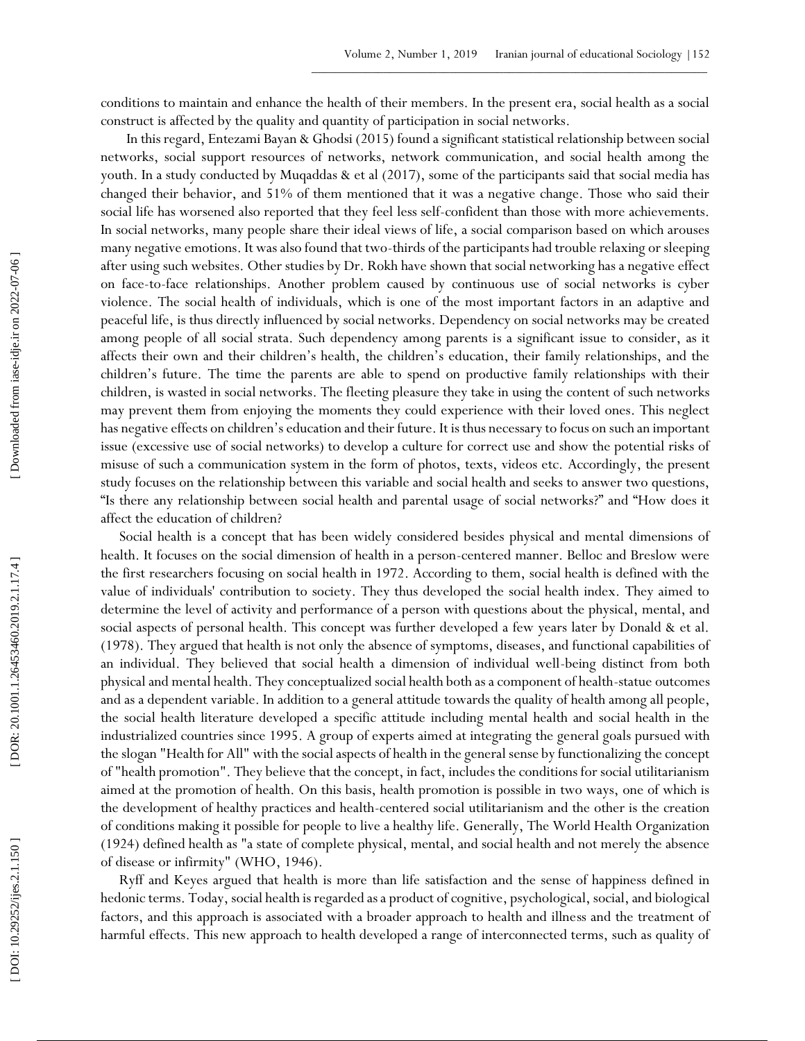conditions to maintain and enhance the health of their members. In the present era, social health as a social construct is affected by the quality and quantity of participation in social networks.

In this regard, Entezami Bayan & Ghodsi (2015) found a significant statistical relationship between social networks, social support resources of networks, network communication, and social health among the youth. In a study conducted by Muqaddas & et al (2017), some of the participants said that social media has changed their behavior, and 51% of them mentioned that it was a negative change. Those who said their social life has worsened also reported that they feel less self-confident than those with more achievements. In social networks, many people share their ideal views of life, a social comparison based on which arouses many negative emotions. It was also found that two-thirds of the participants had trouble relaxing or sleeping after using such websites. Other studies by Dr. Rokh have shown that social networking has a negative effect on face-to-face relationships. Another problem caused by continuous use of social networks is cyber violence. The social health of individuals, which is one of the most important factors in an adaptive and peaceful life, is thus directly influenced by social networks. Dependency on social networks may be created among people of all social strata. Such dependency among parents is a significant issue to consider, as it affects their own and their children's health, the children's education, their family relationships, and the children's future. The time the parents are able to spend on productive family relationships with their children, is wasted in social networks. The fleeting pleasure they take in using the content of such networks may prevent them from enjoying the moments they could experience with their loved ones. This neglect has negative effects on children's education and their future. It is thus necessary to focus on such an important issue (excessive use of social networks) to develop a culture for correct use and show the potential risks of misuse of such a communication system in the form of photos, texts, videos etc. Accordingly, the present study focuses on the relationship between this variable and social health and seeks to answer two questions, "Is there any relationship between social health and parental usage of social networks?" and "How does it affect the education of children?

Social health is a concept that has been widely considered besides physical and mental dimensions of health. It focuses on the social dimension of health in a person-centered manner. Belloc and Breslow were the first researchers focusing on social health in 1972. According to them, social health is defined with the value of individuals' contribution to society. They thus developed the social health index. They aimed to determine the level of activity and performance of a person with questions about the physical, mental, and social aspects of personal health. This concept was further developed a few years later by Donald & et al. (1978). They argued that health is not only the absence of symptoms, diseases, and functional capabilities of an individual. They believed that social health a dimension of individual well-being distinct from both physical and mental health. They conceptualized social health both as a component of health-statue outcomes and as a dependent variable. In addition to a general attitude towards the quality of health among all people, the social health literature developed a specific attitude including mental health and social health in the industrialized countries since 1995. A group of experts aimed at integrating the general goals pursued with the slogan "Health for All" with the social aspects of health in the general sense by functionalizing the concept of "health promotion". They believe that the concept, in fact, includes the conditions for social utilitarianism aimed at the promotion of health. On this basis, health promotion is possible in two ways, one of which is the development of healthy practices and health-centered social utilitarianism and the other is the creation of conditions making it possible for people to live a healthy life. Generally, The World Health Organization (1924) defined health as "a state of complete physical, mental, and social health and not merely the absence of disease or infirmity" (WHO, 1946).

Ryff and Keyes argued that health is more than life satisfaction and the sense of happiness defined in hedonic terms. Today, social health is regarded as a product of cognitive, psychological, social, and biological factors, and this approach is associated with a broader approach to health and illness and the treatment of harmful effects. This new approach to health developed a range of interconnected terms, such as quality of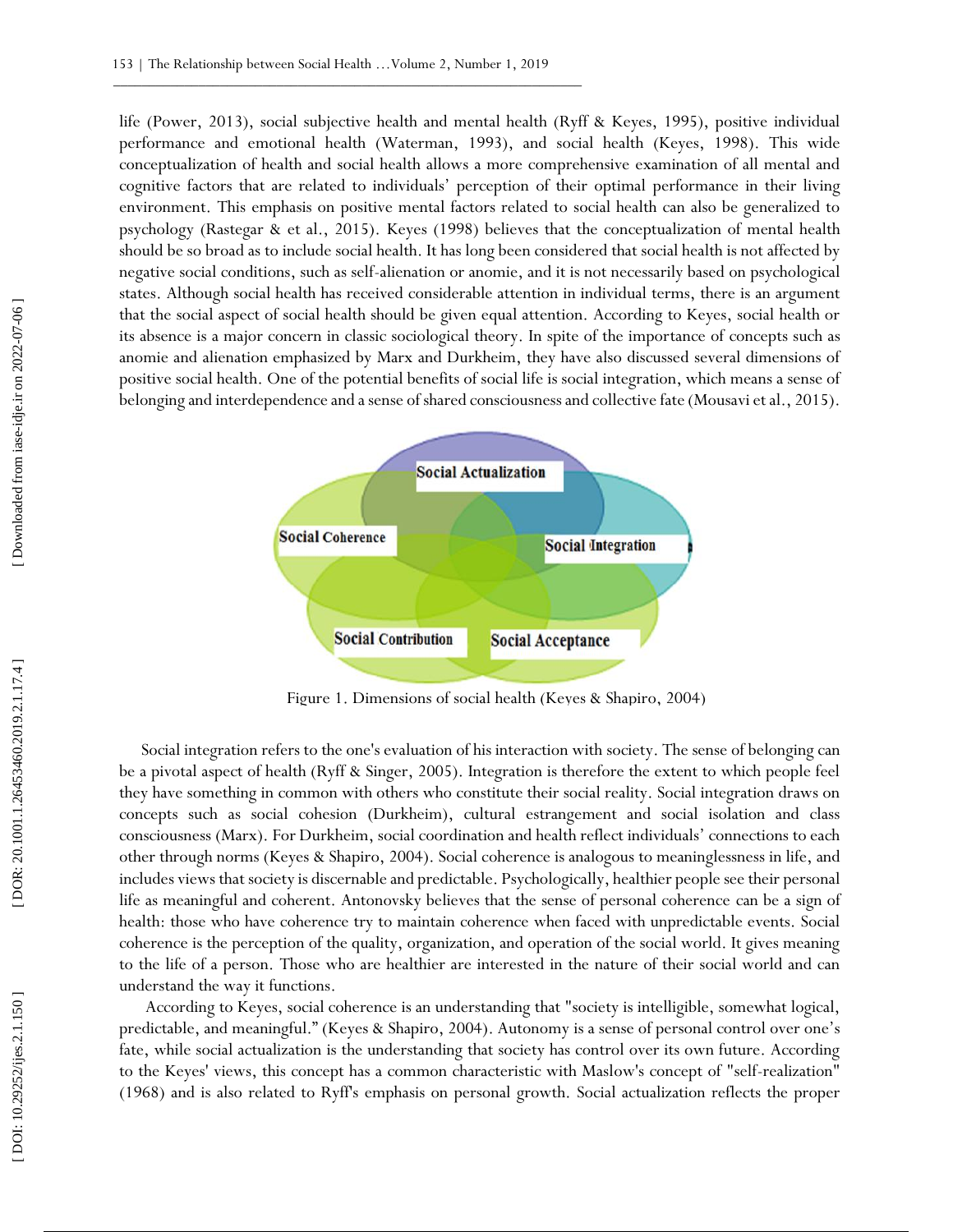life (Power, 2013), social subjective health and mental health (Ryff & Keyes, 1995), positive individual performance and emotional health (Waterman, 1993), and social health (Keyes, 1998). This wide conceptualization of health and social health allows a more comprehensive examination of all mental and cognitive factors that are related to individuals' perception of their optimal performance in their living environment. This emphasis on positive mental factors related to social health can also be generalized to psychology (Rastegar & et al., 2015). Keyes (1998) believes that the conceptualization of mental health should be so broad as to include social health. It has long been considered that social health is not affected by negative social conditions, such as self-alienation or anomie, and it is not necessarily based on psychological states. Although social health has received considerable attention in individual terms, there is an argument that the social aspect of social health should be given equal attention. According to Keyes, social health or its absence is a major concern in classic sociological theory. In spite of the importance of concepts such as anomie and alienation emphasized by Marx and Durkheim, they have also discussed several dimensions of positive social health. One of the potential benefits of social life is social integration, which means a sense of belonging and interdependence and a sense of shared consciousness and collective fate (Mousavi et al., 2015).

Social Actualization

Social Coherence

Social Integration

Social Contribution

Social Acceptance

Figure 1. Dimensions of social health (Keyes & Shapiro, 2004)

Social integration refers to the one's evaluation of his interaction with society. The sense of belonging can be a pivotal aspect of health (Ryff & Singer, 2005). Integration is therefore the extent to which people feel they have something in common with others who constitute their social reality. Social integration draws on concepts such as social cohesion (Durkheim), cultural estrangement and social isolation and class consciousness (Marx). For Durkheim, social coordination and health reflect individuals' connections to each other through norms (Keyes & Shapiro, 2004). Social coherence is analogous to meaninglessness in life, and includes views that society is discernable and predictable. Psychologically, healthier people see their personal life as meaningful and coherent. Antonovsky believes that the sense of personal coherence can be a sign of health: those who have coherence try to maintain coherence when faced with unpredictable events. Social coherence is the perception of the quality, organization, and operation of the social world. It gives meaning to the life of a person. Those who are healthier are interested in the nature of their social world and can understand the way it functions.

According to Keyes, social coherence is an understanding that "society is intelligible, somewhat logical, predictable, and meaningful." (Keyes & Shapiro, 2004). Autonomy is a sense of personal control over one's fate, while social actualization is the understanding that society has control over its own future. According to the Keyes' views, this concept has a common characteristic with Maslow's concept of "self-realization" (1968) and is also related to Ryff's emphasis on personal growth. Social actualization reflects the proper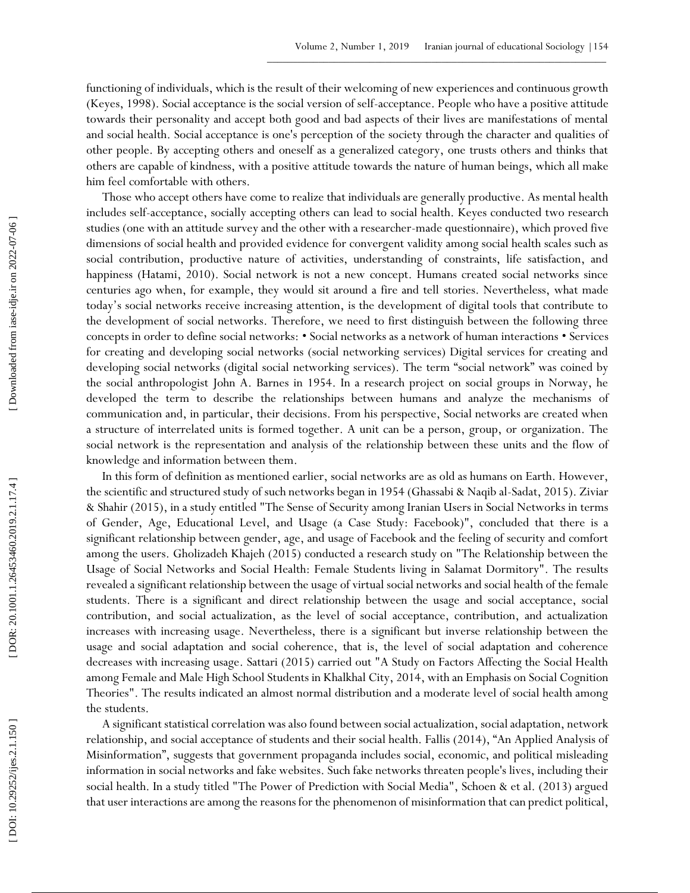functioning of individuals, which is the result of their welcoming of new experiences and continuous growth (Keyes, 1998). Social acceptance is the social version of self-acceptance. People who have a positive attitude towards their personality and accept both good and bad aspects of their lives are manifestations of mental and social health. Social acceptance is one's perception of the society through the character and qualities of other people. By accepting others and oneself as a generalized category, one trusts others and thinks that others are capable of kindness, with a positive attitude towards the nature of human beings, which all make him feel comfortable with others.

Those who accept others have come to realize that individuals are generally productive. As mental health includes self-acceptance, socially accepting others can lead to social health. Keyes conducted two research studies (one with an attitude survey and the other with a researcher-made questionnaire), which proved five dimensions of social health and provided evidence for convergent validity among social health scales such as social contribution, productive nature of activities, understanding of constraints, life satisfaction, and happiness (Hatami, 2010). Social network is not a new concept. Humans created social networks since centuries ago when, for example, they would sit around a fire and tell stories. Nevertheless, what made today's social networks receive increasing attention, is the development of digital tools that contribute to the development of social networks. Therefore, we need to first distinguish between the following three concepts in order to define social networks: • Social networks as a network of human interactions • Services for creating and developing social networks (social networking services) Digital services for creating and developing social networks (digital social networking services). The term "social network" was coined by the social anthropologist John A. Barnes in 1954. In a research project on social groups in Norway, he developed the term to describe the relationships between humans and analyze the mechanisms of communication and, in particular, their decisions. From his perspective, Social networks are created when a structure of interrelated units is formed together. A unit can be a person, group, or organization. The social network is the representation and analysis of the relationship between these units and the flow of knowledge and information between them.

In this form of definition as mentioned earlier, social networks are as old as humans on Earth. However, the scientific and structured study of such networks began in 1954 (Ghassabi & Naqib al-Sadat, 2015). Ziviar & Shahir (2015), in a study entitled "The Sense of Security among Iranian Users in Social Networks in terms of Gender, Age, Educational Level, and Usage (a Case Study: Facebook)", concluded that there is a significant relationship between gender, age, and usage of Facebook and the feeling of security and comfort among the users. Gholizadeh Khajeh (2015) conducted a research study on "The Relationship between the Usage of Social Networks and Social Health: Female Students living in Salamat Dormitory". The results revealed a significant relationship between the usage of virtual social networks and social health of the female students. There is a significant and direct relationship between the usage and social acceptance, social contribution, and social actualization, as the level of social acceptance, contribution, and actualization increases with increasing usage. Nevertheless, there is a significant but inverse relationship between the usage and social adaptation and social coherence, that is, the level of social adaptation and coherence decreases with increasing usage. Sattari (2015) carried out "A Study on Factors Affecting the Social Health among Female and Male High School Students in Khalkhal City, 2014, with an Emphasis on Social Cognition Theories". The results indicated an almost normal distribution and a moderate level of social health among the students.

A significant statistical correlation was also found between social actualization, social adaptation, network relationship, and social acceptance of students and their social health. Fallis (2014), "An Applied Analysis of Misinformation", suggests that government propaganda includes social, economic, and political misleading information in social networks and fake websites. Such fake networks threaten people's lives, including their social health. In a study titled "The Power of Prediction with Social Media", Schoen & et al. (2013) argued that user interactions are among the reasons for the phenomenon of misinformation that can predict political,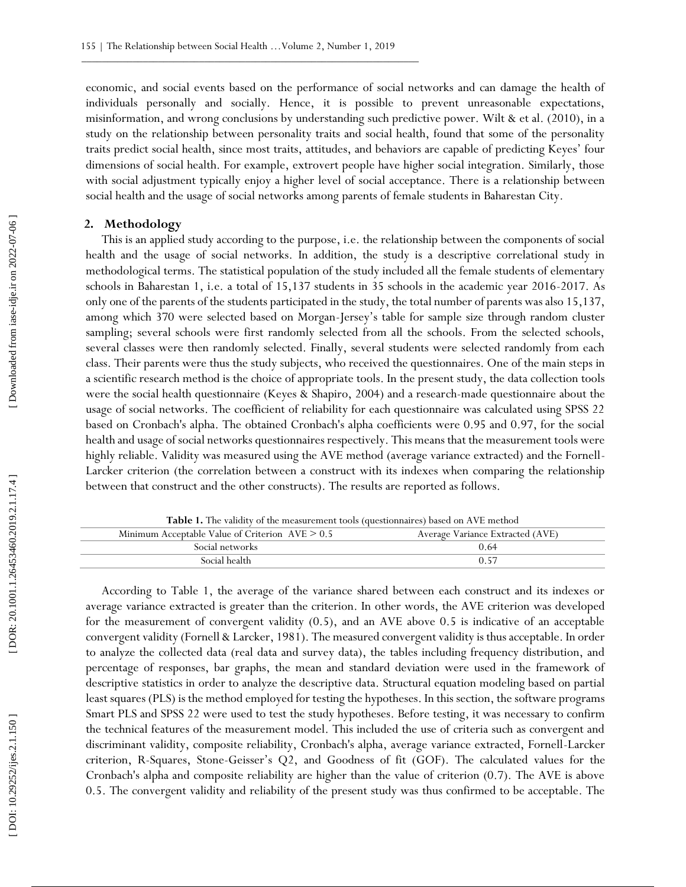economic, and social events based on the performance of social networks and can damage the health of individuals personally and socially. Hence, it is possible to prevent unreasonable expectations, misinformation, and wrong conclusions by understanding such predictive power. Wilt & et al. (2010), in a study on the relationship between personality traits and social health, found that some of the personality traits predict social health, since most traits, attitudes, and behaviors are capable of predicting Keyes' four dimensions of social health. For example, extrovert people have higher social integration. Similarly, those with social adjustment typically enjoy a higher level of social acceptance. There is a relationship between social health and the usage of social networks among parents of female students in Baharestan City.

## 2. Methodology

This is an applied study according to the purpose, i.e. the relationship between the components of social health and the usage of social networks. In addition, the study is a descriptive correlational study in methodological terms. The statistical population of the study included all the female students of elementary schools in Baharestan 1, i.e. a total of 15,137 students in 35 schools in the academic year 2016-2017. As only one of the parents of the students participated in the study, the total number of parents was also 15,137, among which 370 were selected based on Morgan-Jersey's table for sample size through random cluster sampling; several schools were first randomly selected from all the schools. From the selected schools, several classes were then randomly selected. Finally, several students were selected randomly from each class. Their parents were thus the study subjects, who received the questionnaires. One of the main steps in a scientific research method is the choice of appropriate tools. In the present study, the data collection tools were the social health questionnaire (Keyes & Shapiro, 2004) and a research-made questionnaire about the usage of social networks. The coefficient of reliability for each questionnaire was calculated using SPSS 22 based on Cronbach's alpha. The obtained Cronbach's alpha coefficients were 0.95 and 0.97, for the social health and usage of social networks questionnaires respectively. This means that the measurement tools were highly reliable. Validity was measured using the AVE method (average variance extracted) and the Fornell-Larcker criterion (the correlation between a construct with its indexes when comparing the relationship between that construct and the other constructs). The results are reported as follows.

**Table 1.** The validity of the measurement tools (questionnaires) based on AVE method

| Minimum Acceptable Value of Criterion AVE > 0.5 | Average Variance Extracted (AVE) |
|---|---|
| Social networks | 0.64 |
| Social health | 0.57 |

According to Table 1, the average of the variance shared between each construct and its indexes or average variance extracted is greater than the criterion. In other words, the AVE criterion was developed for the measurement of convergent validity (0.5), and an AVE above 0.5 is indicative of an acceptable convergent validity (Fornell & Larcker, 1981). The measured convergent validity is thus acceptable. In order to analyze the collected data (real data and survey data), the tables including frequency distribution, and percentage of responses, bar graphs, the mean and standard deviation were used in the framework of descriptive statistics in order to analyze the descriptive data. Structural equation modeling based on partial least squares (PLS) is the method employed for testing the hypotheses. In this section, the software programs Smart PLS and SPSS 22 were used to test the study hypotheses. Before testing, it was necessary to confirm the technical features of the measurement model. This included the use of criteria such as convergent and discriminant validity, composite reliability, Cronbach's alpha, average variance extracted, Fornell-Larcker criterion, R-Squares, Stone-Geisser's Q2, and Goodness of fit (GOF). The calculated values for the Cronbach's alpha and composite reliability are higher than the value of criterion (0.7). The AVE is above 0.5. The convergent validity and reliability of the present study was thus confirmed to be acceptable. The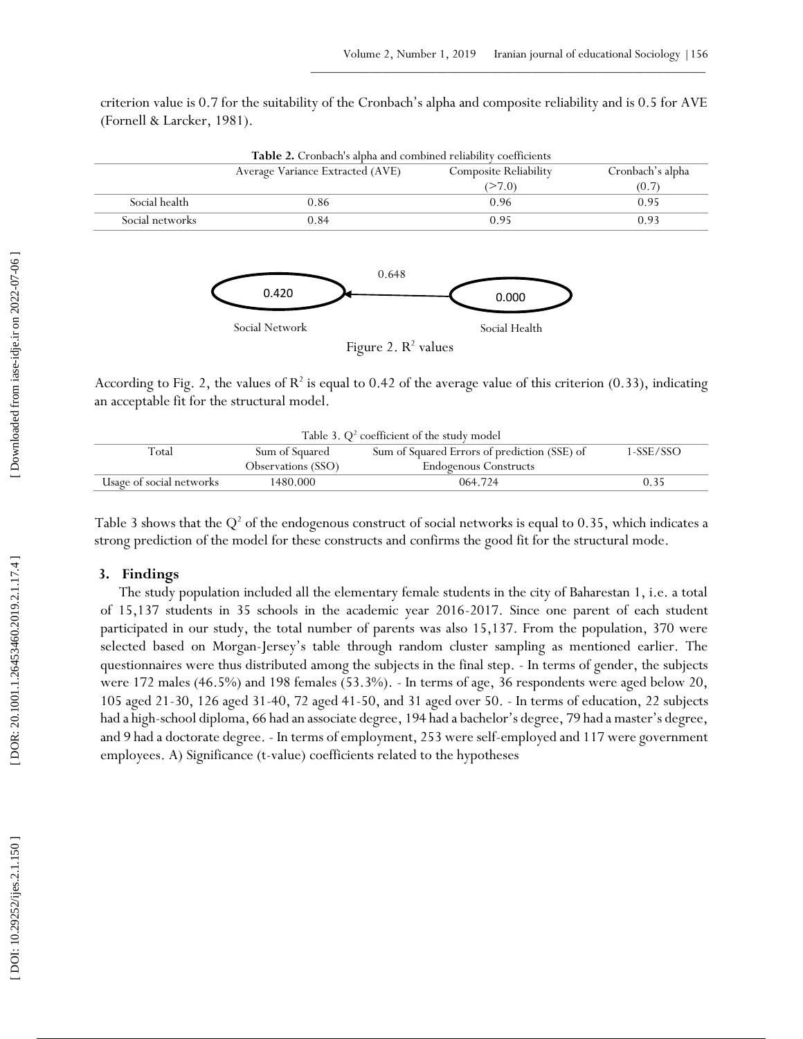criterion value is 0.7 for the suitability of the Cronbach's alpha and composite reliability and is 0.5 for AVE (Fornell & Larcker, 1981).

**Table 2.** Cronbach's alpha and combined reliability coefficients

| | Average Variance Extracted (AVE) | Composite Reliability (>7.0) | Cronbach's alpha (0.7) |
|---|---|---|---|
| Social health | 0.86 | 0.96 | 0.95 |
| Social networks | 0.84 | 0.95 | 0.93 |

Figure 2. $R^2$ values

According to Fig. 2, the values of $R^2$ is equal to 0.42 of the average value of this criterion (0.33), indicating an acceptable fit for the structural model.

Table 3. $Q^2$ coefficient of the study model

| Total | Sum of Squared Observations (SSO) | Sum of Squared Errors of prediction (SSE) of Endogenous Constructs | 1-SSE/SSO |
|---|---|---|---|
| Usage of social networks | 1480.000 | 064.724 | 0.35 |

Table 3 shows that the $Q^2$ of the endogenous construct of social networks is equal to 0.35, which indicates a strong prediction of the model for these constructs and confirms the good fit for the structural mode.

## 3. Findings

The study population included all the elementary female students in the city of Baharestan 1, i.e. a total of 15,137 students in 35 schools in the academic year 2016-2017. Since one parent of each student participated in our study, the total number of parents was also 15,137. From the population, 370 were selected based on Morgan-Jersey's table through random cluster sampling as mentioned earlier. The questionnaires were thus distributed among the subjects in the final step. - In terms of gender, the subjects were 172 males (46.5%) and 198 females (53.3%). - In terms of age, 36 respondents were aged below 20, 105 aged 21-30, 126 aged 31-40, 72 aged 41-50, and 31 aged over 50. - In terms of education, 22 subjects had a high-school diploma, 66 had an associate degree, 194 had a bachelor's degree, 79 had a master's degree, and 9 had a doctorate degree. - In terms of employment, 253 were self-employed and 117 were government employees. A) Significance (t-value) coefficients related to the hypotheses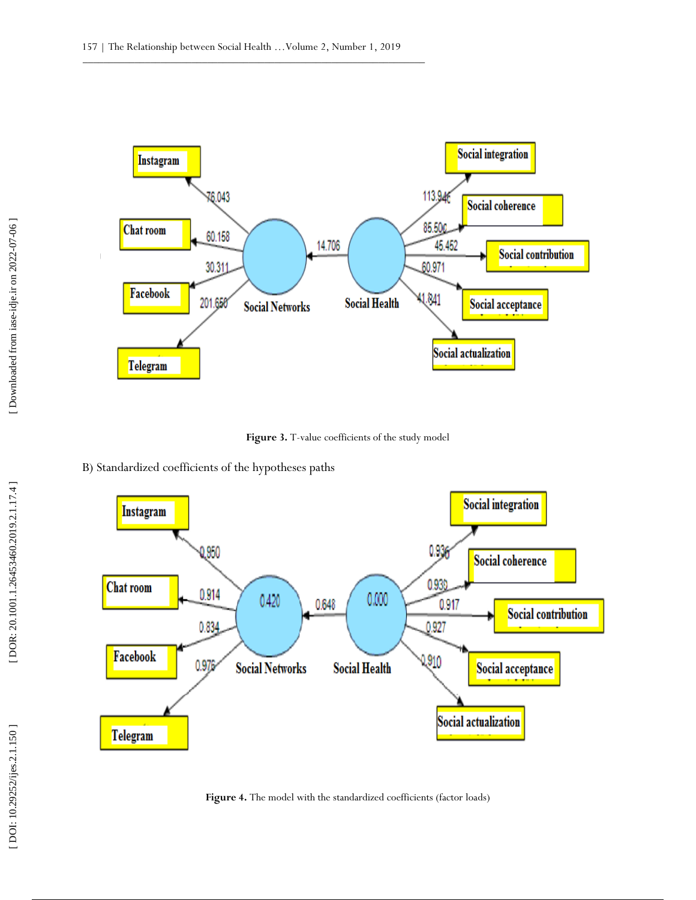Figure 3. T-value coefficients of the study model

B) Standardized coefficients of the hypotheses paths

Figure 4. The model with the standardized coefficients (factor loads)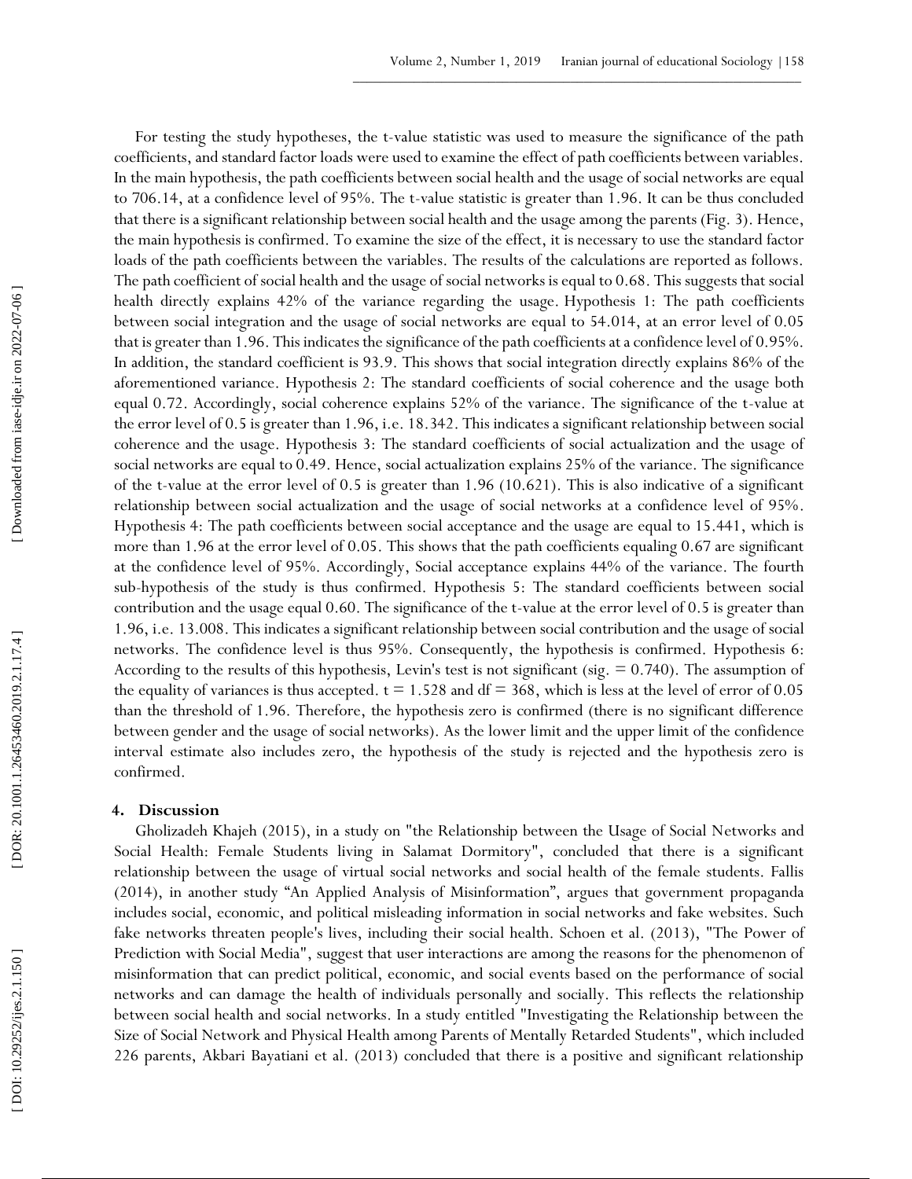For testing the study hypotheses, the t-value statistic was used to measure the significance of the path coefficients, and standard factor loads were used to examine the effect of path coefficients between variables. In the main hypothesis, the path coefficients between social health and the usage of social networks are equal to 706.14, at a confidence level of 95%. The t-value statistic is greater than 1.96. It can be thus concluded that there is a significant relationship between social health and the usage among the parents (Fig. 3). Hence, the main hypothesis is confirmed. To examine the size of the effect, it is necessary to use the standard factor loads of the path coefficients between the variables. The results of the calculations are reported as follows. The path coefficient of social health and the usage of social networks is equal to 0.68. This suggests that social health directly explains 42% of the variance regarding the usage. Hypothesis 1: The path coefficients between social integration and the usage of social networks are equal to 54.014, at an error level of 0.05 that is greater than 1.96. This indicates the significance of the path coefficients at a confidence level of 0.95%. In addition, the standard coefficient is 93.9. This shows that social integration directly explains 86% of the aforementioned variance. Hypothesis 2: The standard coefficients of social coherence and the usage both equal 0.72. Accordingly, social coherence explains 52% of the variance. The significance of the t-value at the error level of 0.5 is greater than 1.96, i.e. 18.342. This indicates a significant relationship between social coherence and the usage. Hypothesis 3: The standard coefficients of social actualization and the usage of social networks are equal to 0.49. Hence, social actualization explains 25% of the variance. The significance of the t-value at the error level of 0.5 is greater than 1.96 (10.621). This is also indicative of a significant relationship between social actualization and the usage of social networks at a confidence level of 95%. Hypothesis 4: The path coefficients between social acceptance and the usage are equal to 15.441, which is more than 1.96 at the error level of 0.05. This shows that the path coefficients equaling 0.67 are significant at the confidence level of 95%. Accordingly, Social acceptance explains 44% of the variance. The fourth sub-hypothesis of the study is thus confirmed. Hypothesis 5: The standard coefficients between social contribution and the usage equal 0.60. The significance of the t-value at the error level of 0.5 is greater than 1.96, i.e. 13.008. This indicates a significant relationship between social contribution and the usage of social networks. The confidence level is thus 95%. Consequently, the hypothesis is confirmed. Hypothesis 6: According to the results of this hypothesis, Levin's test is not significant (sig. = 0.740). The assumption of the equality of variances is thus accepted. t = 1.528 and df = 368, which is less at the level of error of 0.05 than the threshold of 1.96. Therefore, the hypothesis zero is confirmed (there is no significant difference between gender and the usage of social networks). As the lower limit and the upper limit of the confidence interval estimate also includes zero, the hypothesis of the study is rejected and the hypothesis zero is confirmed.

## 4. Discussion

Gholizadeh Khajeh (2015), in a study on "the Relationship between the Usage of Social Networks and Social Health: Female Students living in Salamat Dormitory", concluded that there is a significant relationship between the usage of virtual social networks and social health of the female students. Fallis (2014), in another study "An Applied Analysis of Misinformation", argues that government propaganda includes social, economic, and political misleading information in social networks and fake websites. Such fake networks threaten people's lives, including their social health. Schoen et al. (2013), "The Power of Prediction with Social Media", suggest that user interactions are among the reasons for the phenomenon of misinformation that can predict political, economic, and social events based on the performance of social networks and can damage the health of individuals personally and socially. This reflects the relationship between social health and social networks. In a study entitled "Investigating the Relationship between the Size of Social Network and Physical Health among Parents of Mentally Retarded Students", which included 226 parents, Akbari Bayatiani et al. (2013) concluded that there is a positive and significant relationship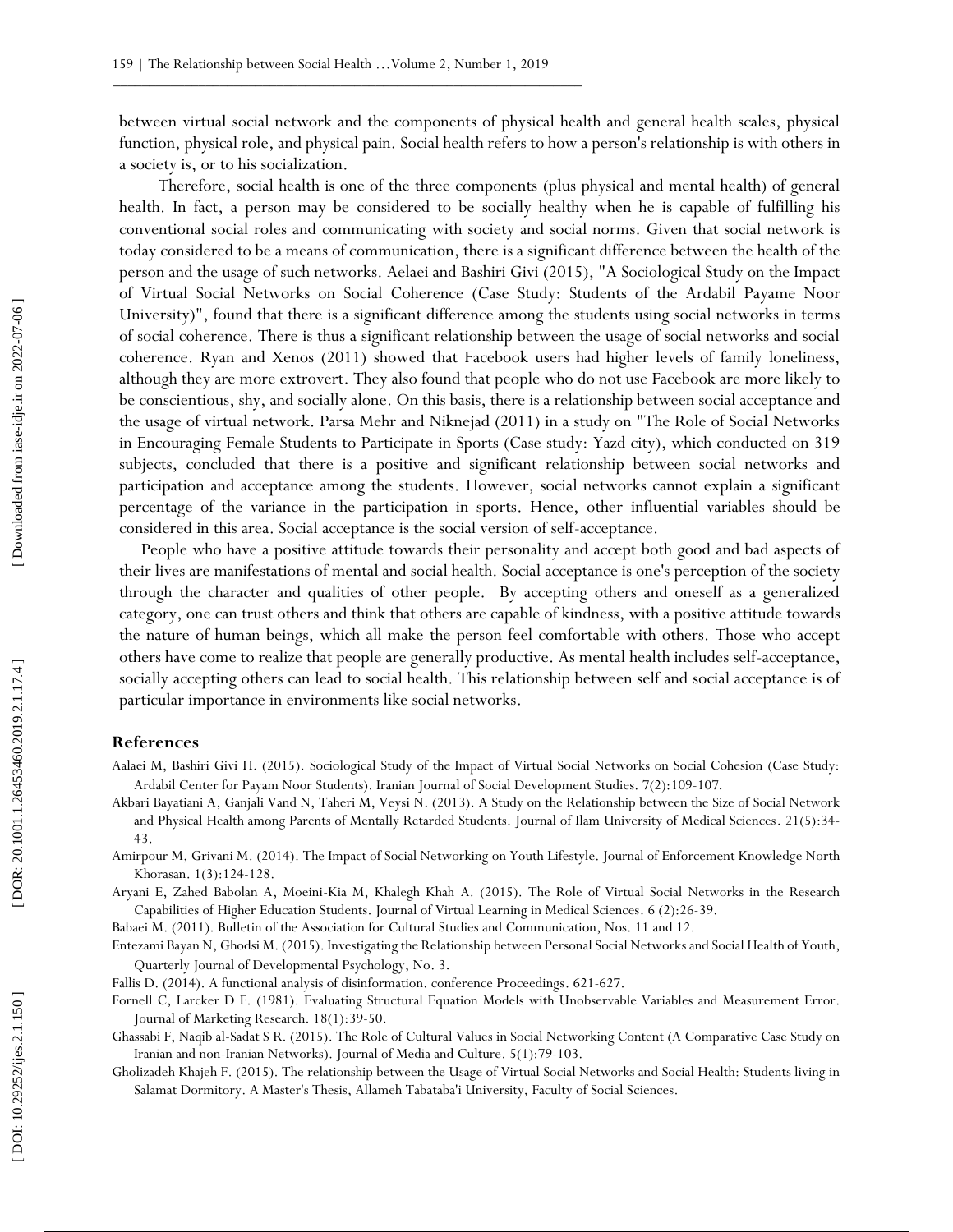between virtual social network and the components of physical health and general health scales, physical function, physical role, and physical pain. Social health refers to how a person's relationship is with others in a society is, or to his socialization.

Therefore, social health is one of the three components (plus physical and mental health) of general health. In fact, a person may be considered to be socially healthy when he is capable of fulfilling his conventional social roles and communicating with society and social norms. Given that social network is today considered to be a means of communication, there is a significant difference between the health of the person and the usage of such networks. Aelaei and Bashiri Givi (2015), "A Sociological Study on the Impact of Virtual Social Networks on Social Coherence (Case Study: Students of the Ardabil Payame Noor University)", found that there is a significant difference among the students using social networks in terms of social coherence. There is thus a significant relationship between the usage of social networks and social coherence. Ryan and Xenos (2011) showed that Facebook users had higher levels of family loneliness, although they are more extrovert. They also found that people who do not use Facebook are more likely to be conscientious, shy, and socially alone. On this basis, there is a relationship between social acceptance and the usage of virtual network. Parsa Mehr and Niknejad (2011) in a study on "The Role of Social Networks in Encouraging Female Students to Participate in Sports (Case study: Yazd city), which conducted on 319 subjects, concluded that there is a positive and significant relationship between social networks and participation and acceptance among the students. However, social networks cannot explain a significant percentage of the variance in the participation in sports. Hence, other influential variables should be considered in this area. Social acceptance is the social version of self-acceptance.

People who have a positive attitude towards their personality and accept both good and bad aspects of their lives are manifestations of mental and social health. Social acceptance is one's perception of the society through the character and qualities of other people. By accepting others and oneself as a generalized category, one can trust others and think that others are capable of kindness, with a positive attitude towards the nature of human beings, which all make the person feel comfortable with others. Those who accept others have come to realize that people are generally productive. As mental health includes self-acceptance, socially accepting others can lead to social health. This relationship between self and social acceptance is of particular importance in environments like social networks.

## References

Aalaei M, Bashiri Givi H. (2015). Sociological Study of the Impact of Virtual Social Networks on Social Cohesion (Case Study: Ardabil Center for Payam Noor Students). Iranian Journal of Social Development Studies. 7(2):109-107.

Akbari Bayatiani A, Ganjali Vand N, Taheri M, Veysi N. (2013). A Study on the Relationship between the Size of Social Network and Physical Health among Parents of Mentally Retarded Students. Journal of Ilam University of Medical Sciences. 21(5):34-43.

Amirpour M, Grivani M. (2014). The Impact of Social Networking on Youth Lifestyle. Journal of Enforcement Knowledge North Khorasan. 1(3):124-128.

Aryani E, Zahed Babolan A, Moeini-Kia M, Khalegh Khah A. (2015). The Role of Virtual Social Networks in the Research Capabilities of Higher Education Students. Journal of Virtual Learning in Medical Sciences. 6 (2):26-39.

Babaei M. (2011). Bulletin of the Association for Cultural Studies and Communication, Nos. 11 and 12.

Entezami Bayan N, Ghodsi M. (2015). Investigating the Relationship between Personal Social Networks and Social Health of Youth, Quarterly Journal of Developmental Psychology, No. 3.

Fallis D. (2014). A functional analysis of disinformation. conference Proceedings. 621-627.

Fornell C, Larcker D F. (1981). Evaluating Structural Equation Models with Unobservable Variables and Measurement Error. Journal of Marketing Research. 18(1):39-50.

Ghassabi F, Naqib al-Sadat S R. (2015). The Role of Cultural Values in Social Networking Content (A Comparative Case Study on Iranian and non-Iranian Networks). Journal of Media and Culture. 5(1):79-103.

Gholizadeh Khajeh F. (2015). The relationship between the Usage of Virtual Social Networks and Social Health: Students living in Salamat Dormitory. A Master's Thesis, Allameh Tabataba'i University, Faculty of Social Sciences.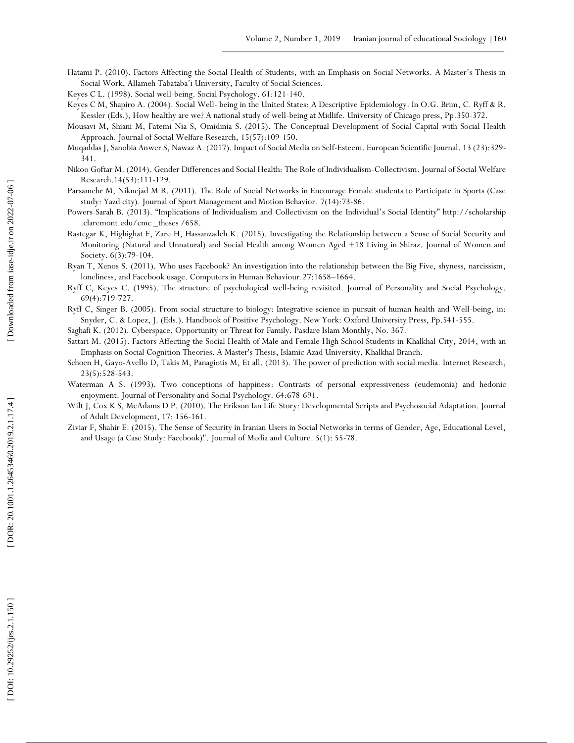Hatami P. (2010). Factors Affecting the Social Health of Students, with an Emphasis on Social Networks. A Master's Thesis in Social Work, Allameh Tabataba'i University, Faculty of Social Sciences.

Keyes C L. (1998). Social well-being. Social Psychology. 61:121-140.

Keyes C M, Shapiro A. (2004). Social Well- being in the United States: A Descriptive Epidemiology. In O.G. Brim, C. Ryff & R. Kessler (Eds.), How healthy are we? A national study of well-being at Midlife. University of Chicago press, Pp.350-372.

Mousavi M, Shiani M, Fatemi Nia S, Omidinia S. (2015). The Conceptual Development of Social Capital with Social Health Approach. Journal of Social Welfare Research, 15(57):109-150.

Muqaddas J, Sanobia Anwer S, Nawaz A. (2017). Impact of Social Media on Self-Esteem. European Scientific Journal. 13 (23):329-341.

Nikoo Goftar M. (2014). Gender Differences and Social Health: The Role of Individualism-Collectivism. Journal of Social Welfare Research.14(53):111-129.

Parsamehr M, Niknejad M R. (2011). The Role of Social Networks in Encourage Female students to Participate in Sports (Case study: Yazd city). Journal of Sport Management and Motion Behavior. 7(14):73-86.

Powers Sarah B. (2013). "Implications of Individualism and Collectivism on the Individual's Social Identity" http://scholarship .claremont.edu/cmc _theses /658.

Rastegar K, Highighat F, Zare H, Hassanzadeh K. (2015). Investigating the Relationship between a Sense of Social Security and Monitoring (Natural and Unnatural) and Social Health among Women Aged +18 Living in Shiraz. Journal of Women and Society. 6(3):79-104.

Ryan T, Xenos S. (2011). Who uses Facebook? An investigation into the relationship between the Big Five, shyness, narcissism, loneliness, and Facebook usage. Computers in Human Behaviour.27:1658–1664.

Ryff C, Keyes C. (1995). The structure of psychological well-being revisited. Journal of Personality and Social Psychology. 69(4):719-727.

Ryff C, Singer B. (2005). From social structure to biology: Integrative science in pursuit of human health and Well-being, in: Snyder, C. & Lopez, J. (Eds.). Handbook of Positive Psychology. New York: Oxford University Press, Pp.541-555.

Saghafi K. (2012). Cyberspace, Opportunity or Threat for Family. Pasdare Islam Monthly, No. 367.

Sattari M. (2015). Factors Affecting the Social Health of Male and Female High School Students in Khalkhal City, 2014, with an Emphasis on Social Cognition Theories. A Master's Thesis, Islamic Azad University, Khalkhal Branch.

Schoen H, Gayo-Avello D, Takis M, Panagiotis M, Et all. (2013). The power of prediction with social media. Internet Research, 23(5):528-543.

Waterman A S. (1993). Two conceptions of happiness: Contrasts of personal expressiveness (eudemonia) and hedonic enjoyment. Journal of Personality and Social Psychology. 64:678-691.

Wilt J, Cox K S, McAdams D P. (2010). The Erikson Ian Life Story: Developmental Scripts and Psychosocial Adaptation. Journal of Adult Development, 17: 156-161.

Ziviar F, Shahir E. (2015). The Sense of Security in Iranian Users in Social Networks in terms of Gender, Age, Educational Level, and Usage (a Case Study: Facebook)". Journal of Media and Culture. 5(1): 55-78.